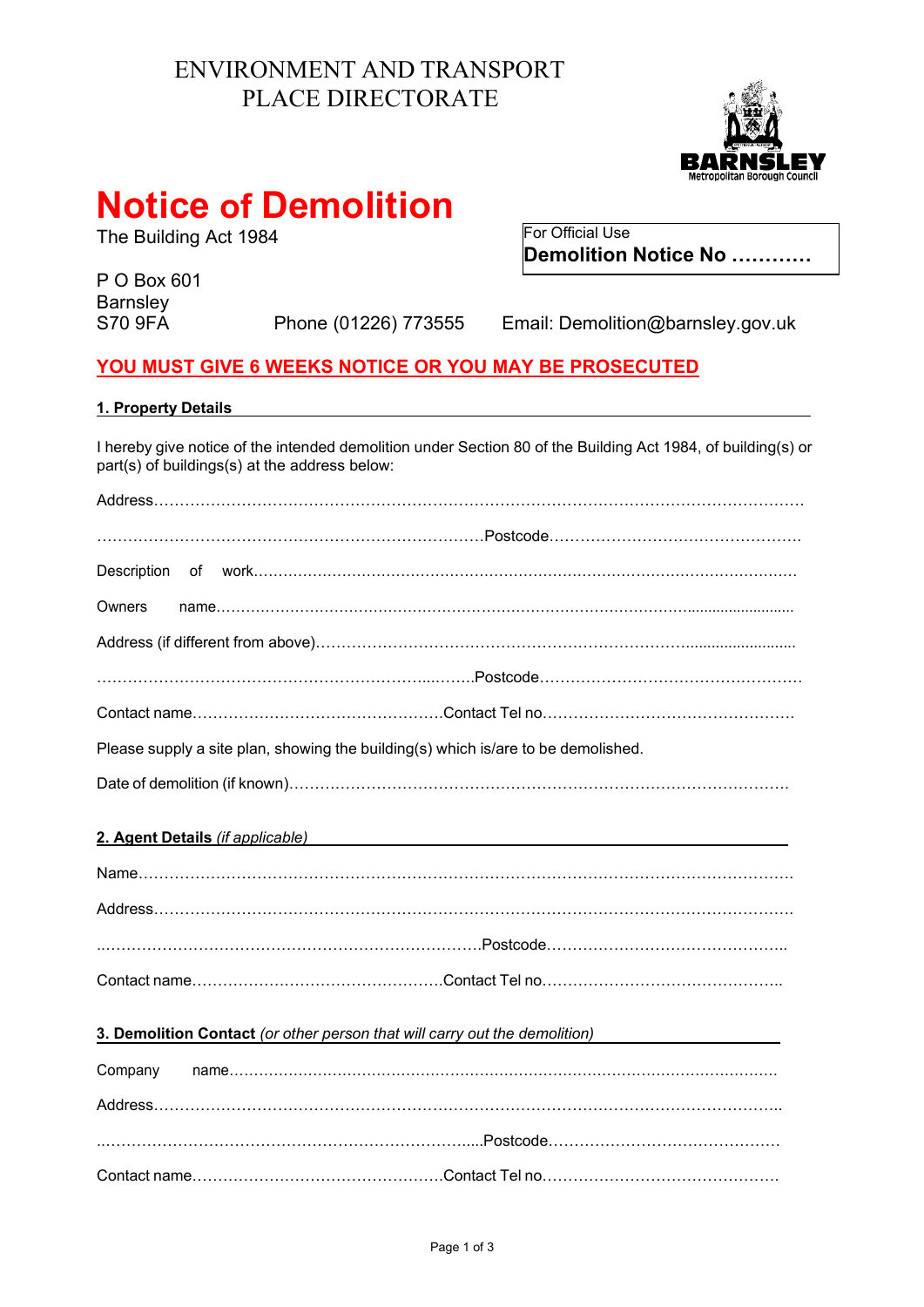ENVIRONMENT AND TRANSPORT
PLACE DIRECTORATE

BARNSLEY
Metropolitan Borough Council

# Notice of Demolition

The Building Act 1984

For Official Use
**Demolition Notice No …………**

P O Box 601
Barnsley
S70 9FA

Phone (01226) 773555

Email: Demolition@barnsley.gov.uk

**YOU MUST GIVE 6 WEEKS NOTICE OR YOU MAY BE PROSECUTED**

## 1. Property Details

I hereby give notice of the intended demolition under Section 80 of the Building Act 1984, of building(s) or part(s) of buildings(s) at the address below:

Address…………………………………………………………………………………………………………………

…………………………………………………………………Postcode………………………………………….

Description of work………………………………………………………………………………………………

Owners name……………………………………………………………………………………......................

Address (if different from above)……………………………………………………………….........................

…………………………………………………………...……..Postcode……………………………………………

Contact name………………………………………….Contact Tel no………………………………………….

Please supply a site plan, showing the building(s) which is/are to be demolished.

Date of demolition (if known)……………………………………………………………………………………

## 2. Agent Details *(if applicable)*

Name……………………………………………………………………………………………………………….

Address…………………………………………………………………………………………………………….

..………………………………………………………………Postcode………………………………………..

Contact name………………………………………….Contact Tel no………………………………………..

## 3. Demolition Contact *(or other person that will carry out the demolition)*

Company name…………………………………………………………………………………………………

Address……………………………………………………………………………………………………………..

..…………………………………………………………….....Postcode………………………………………

Contact name………………………………………….Contact Tel no………………………………………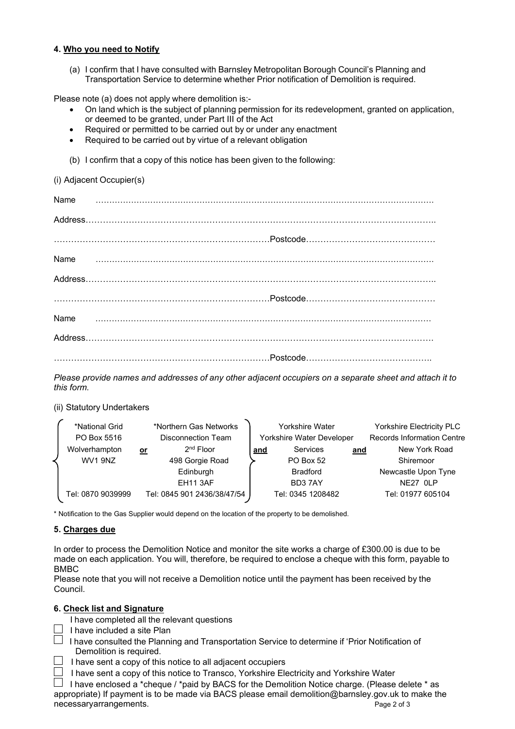#### 4. Who you need to Notify

(a) I confirm that I have consulted with Barnsley Metropolitan Borough Council's Planning and Transportation Service to determine whether Prior notification of Demolition is required.

Please note (a) does not apply where demolition is:-

- On land which is the subject of planning permission for its redevelopment, granted on application, or deemed to be granted, under Part III of the Act
- Required or permitted to be carried out by or under any enactment
- Required to be carried out by virtue of a relevant obligation

(b) I confirm that a copy of this notice has been given to the following:

(i) Adjacent Occupier(s)

Name ……………………………………………………………………………………………………………

Address…………………………………………………………………………………………………………

…………………………………………………………………Postcode………………………………………

Name ……………………………………………………………………………………………………………

Address…………………………………………………………………………………………………………

…………………………………………………………………Postcode………………………………………

Name ……………………………………………………………………………………………………………

Address…………………………………………………………………………………………………………

…………………………………………………………………Postcode………………………………………

*Please provide names and addresses of any other adjacent occupiers on a separate sheet and attach it to this form.*

(ii) Statutory Undertakers

| *National Grid | | *Northern Gas Networks | | Yorkshire Water | | Yorkshire Electricity PLC |
|---|---|---|---|---|---|---|
| PO Box 5516 | | Disconnection Team | | Yorkshire Water Developer | | Records Information Centre |
| Wolverhampton | **or** | 2nd Floor | **and** | Services | **and** | New York Road |
| WV1 9NZ | | 498 Gorgie Road | | PO Box 52 | | Shiremoor |
| | | Edinburgh | | Bradford | | Newcastle Upon Tyne |
| | | EH11 3AF | | BD3 7AY | | NE27 0LP |
| Tel: 0870 9039999 | | Tel: 0845 901 2436/38/47/54 | | Tel: 0345 1208482 | | Tel: 01977 605104 |

\* Notification to the Gas Supplier would depend on the location of the property to be demolished.

#### 5. Charges due

In order to process the Demolition Notice and monitor the site works a charge of £300.00 is due to be made on each application. You will, therefore, be required to enclose a cheque with this form, payable to BMBC

Please note that you will not receive a Demolition notice until the payment has been received by the Council.

#### 6. Check list and Signature

- I have completed all the relevant questions
- ☐ I have included a site Plan
- ☐ I have consulted the Planning and Transportation Service to determine if 'Prior Notification of Demolition is required.
- ☐ I have sent a copy of this notice to all adjacent occupiers
- ☐ I have sent a copy of this notice to Transco, Yorkshire Electricity and Yorkshire Water
- ☐ I have enclosed a *cheque / *paid by BACS for the Demolition Notice charge. (Please delete * as appropriate) If payment is to be made via BACS please email demolition@barnsley.gov.uk to make the necessaryarrangements.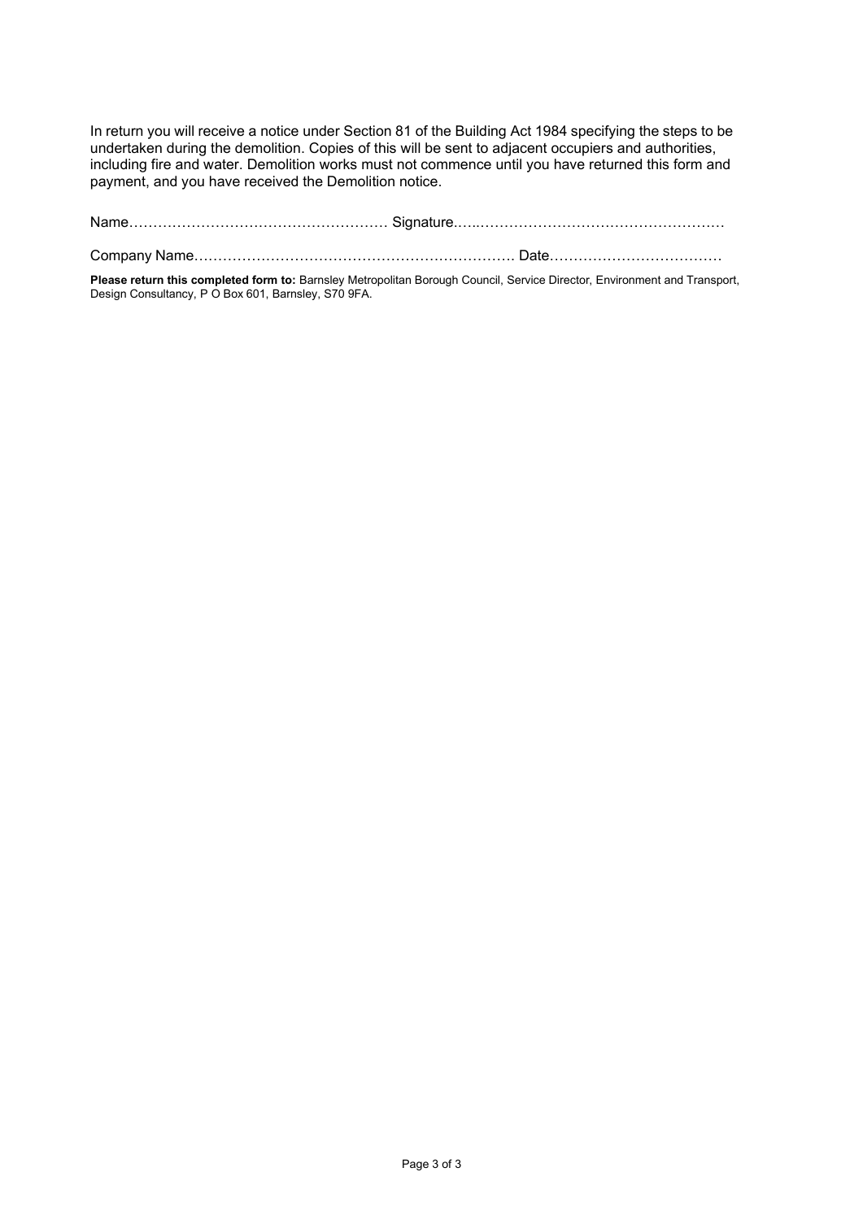In return you will receive a notice under Section 81 of the Building Act 1984 specifying the steps to be undertaken during the demolition. Copies of this will be sent to adjacent occupiers and authorities, including fire and water. Demolition works must not commence until you have returned this form and payment, and you have received the Demolition notice.

Name…………………………………………… Signature.…..……………………………………………

Company Name………………………………………………………… Date………………………………

**Please return this completed form to:** Barnsley Metropolitan Borough Council, Service Director, Environment and Transport, Design Consultancy, P O Box 601, Barnsley, S70 9FA.